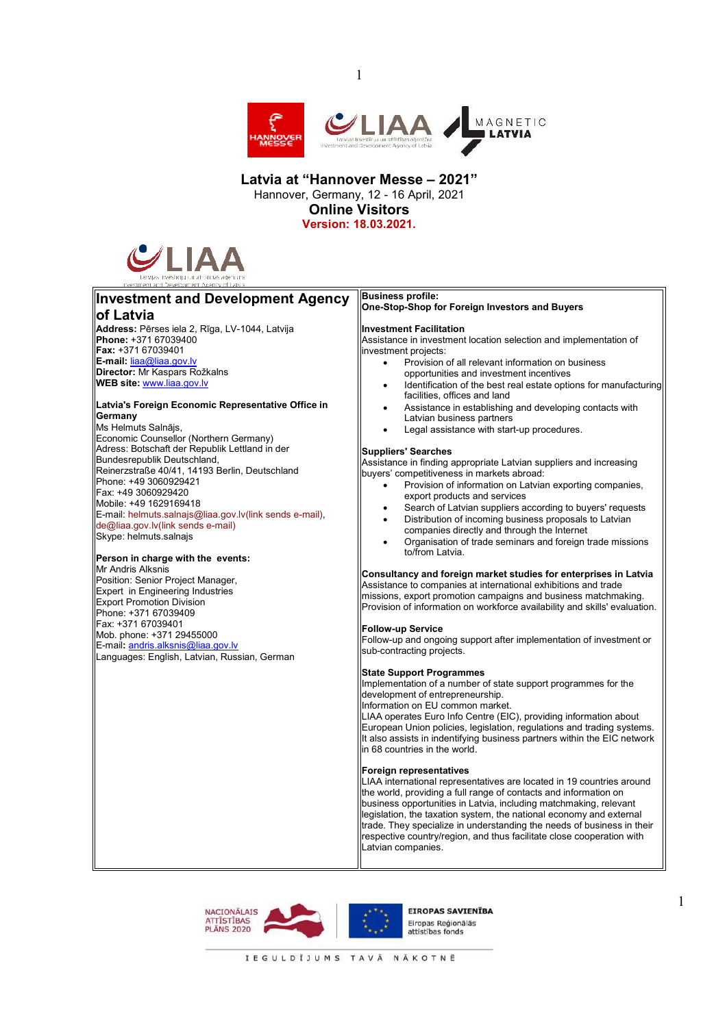# Latvia at "Hannover Messe – 2021"

Hannover, Germany, 12 - 16 April, 2021

**Online Visitors**

**Version: 18.03.2021.**

## Investment and Development Agency of Latvia

**Address:** Pērses iela 2, Rīga, LV-1044, Latvija
**Phone:** +371 67039400
**Fax:** +371 67039401
**E-mail:** liaa@liaa.gov.lv
**Director:** Mr Kaspars Rožkalns
**WEB site:** www.liaa.gov.lv

**Latvia's Foreign Economic Representative Office in Germany**
Ms Helmuts Salnājs,
Economic Counsellor (Northern Germany)
Adress: Botschaft der Republik Lettland in der Bundesrepublik Deutschland,
Reinerzstraße 40/41, 14193 Berlin, Deutschland
Phone: +49 3060929421
Fax: +49 3060929420
Mobile: +49 1629169418
E-mail: helmuts.salnajs@liaa.gov.lv(link sends e-mail), de@liaa.gov.lv(link sends e-mail)
Skype: helmuts.salnajs

**Person in charge with the events:**
Mr Andris Alksnis
Position: Senior Project Manager,
Expert in Engineering Industries
Export Promotion Division
Phone: +371 67039409
Fax: +371 67039401
Mob. phone: +371 29455000
E-mail: andris.alksnis@liaa.gov.lv
Languages: English, Latvian, Russian, German

**Business profile:**
**One-Stop-Shop for Foreign Investors and Buyers**

**Investment Facilitation**
Assistance in investment location selection and implementation of investment projects:

- Provision of all relevant information on business opportunities and investment incentives
- Identification of the best real estate options for manufacturing facilities, offices and land
- Assistance in establishing and developing contacts with Latvian business partners
- Legal assistance with start-up procedures.

**Suppliers' Searches**
Assistance in finding appropriate Latvian suppliers and increasing buyers' competitiveness in markets abroad:

- Provision of information on Latvian exporting companies, export products and services
- Search of Latvian suppliers according to buyers' requests
- Distribution of incoming business proposals to Latvian companies directly and through the Internet
- Organisation of trade seminars and foreign trade missions to/from Latvia.

**Consultancy and foreign market studies for enterprises in Latvia**
Assistance to companies at international exhibitions and trade missions, export promotion campaigns and business matchmaking.
Provision of information on workforce availability and skills' evaluation.

**Follow-up Service**
Follow-up and ongoing support after implementation of investment or sub-contracting projects.

**State Support Programmes**
Implementation of a number of state support programmes for the development of entrepreneurship.
Information on EU common market.
LIAA operates Euro Info Centre (EIC), providing information about European Union policies, legislation, regulations and trading systems. It also assists in indentifying business partners within the EIC network in 68 countries in the world.

**Foreign representatives**
LIAA international representatives are located in 19 countries around the world, providing a full range of contacts and information on business opportunities in Latvia, including matchmaking, relevant legislation, the taxation system, the national economy and external trade. They specialize in understanding the needs of business in their respective country/region, and thus facilitate close cooperation with Latvian companies.

NACIONĀLAIS ATTĪSTĪBAS PLĀNS 2020

EIROPAS SAVIENĪBA
Eiropas Reģionālās attīstības fonds

IEGULDĪJUMS TAVĀ NĀKOTNĒ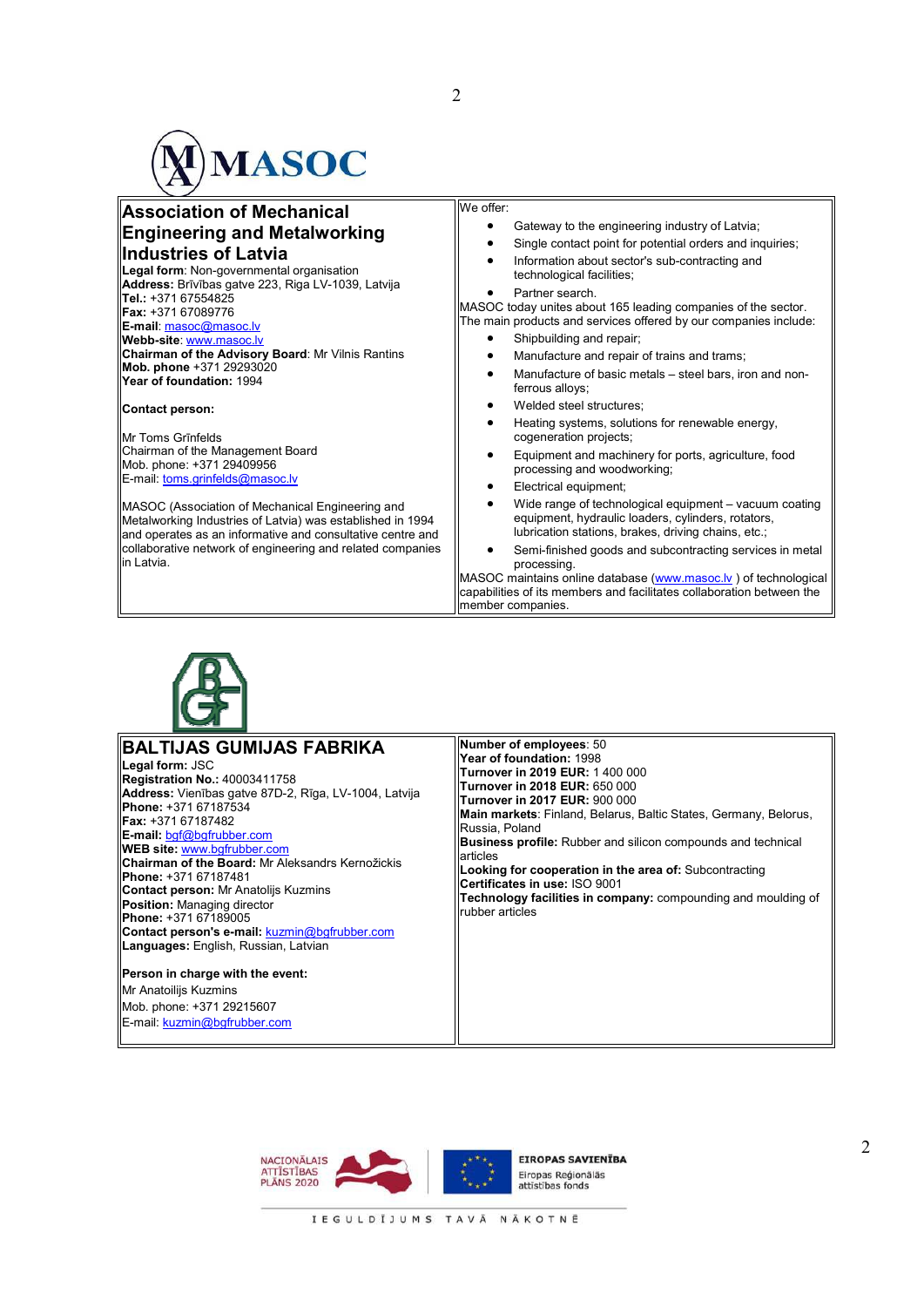MASOC

## Association of Mechanical Engineering and Metalworking Industries of Latvia

**Legal form**: Non-governmental organisation
**Address:** Brīvības gatve 223, Riga LV-1039, Latvija
**Tel.:** +371 67554825
**Fax:** +371 67089776
**E-mail**: masoc@masoc.lv
**Webb-site**: www.masoc.lv
**Chairman of the Advisory Board**: Mr Vilnis Rantins
**Mob. phone** +371 29293020
**Year of foundation:** 1994

**Contact person:**

Mr Toms Grīnfelds
Chairman of the Management Board
Mob. phone: +371 29409956
E-mail: toms.grinfelds@masoc.lv

MASOC (Association of Mechanical Engineering and Metalworking Industries of Latvia) was established in 1994 and operates as an informative and consultative centre and collaborative network of engineering and related companies in Latvia.

We offer:

- Gateway to the engineering industry of Latvia;
- Single contact point for potential orders and inquiries;
- Information about sector's sub-contracting and technological facilities;
- Partner search.

MASOC today unites about 165 leading companies of the sector. The main products and services offered by our companies include:

- Shipbuilding and repair;
- Manufacture and repair of trains and trams;
- Manufacture of basic metals – steel bars, iron and non-ferrous alloys;
- Welded steel structures;
- Heating systems, solutions for renewable energy, cogeneration projects;
- Equipment and machinery for ports, agriculture, food processing and woodworking;
- Electrical equipment;
- Wide range of technological equipment – vacuum coating equipment, hydraulic loaders, cylinders, rotators, lubrication stations, brakes, driving chains, etc.;
- Semi-finished goods and subcontracting services in metal processing.

MASOC maintains online database (www.masoc.lv ) of technological capabilities of its members and facilitates collaboration between the member companies.

## BALTIJAS GUMIJAS FABRIKA

**Legal form:** JSC
**Registration No.:** 40003411758
**Address:** Vienības gatve 87D-2, Rīga, LV-1004, Latvija
**Phone:** +371 67187534
**Fax:** +371 67187482
**E-mail:** bgf@bgfrubber.com
**WEB site:** www.bgfrubber.com
**Chairman of the Board:** Mr Aleksandrs Kernožickis
**Phone:** +371 67187481
**Contact person:** Mr Anatolijs Kuzmins
**Position:** Managing director
**Phone:** +371 67189005
**Contact person's e-mail:** kuzmin@bgfrubber.com
**Languages:** English, Russian, Latvian

**Person in charge with the event:**
Mr Anatoilijs Kuzmins
Mob. phone: +371 29215607
E-mail: kuzmin@bgfrubber.com

**Number of employees**: 50
**Year of foundation:** 1998
**Turnover in 2019 EUR:** 1 400 000
**Turnover in 2018 EUR:** 650 000
**Turnover in 2017 EUR:** 900 000
**Main markets**: Finland, Belarus, Baltic States, Germany, Belorus, Russia, Poland
**Business profile:** Rubber and silicon compounds and technical articles
**Looking for cooperation in the area of:** Subcontracting
**Certificates in use:** ISO 9001
**Technology facilities in company:** compounding and moulding of rubber articles

NACIONĀLAIS ATTĪSTĪBAS PLĀNS 2020

EIROPAS SAVIENĪBA
Eiropas Reģionālās attīstības fonds

IEGULDĪJUMS TAVĀ NĀKOTNĒ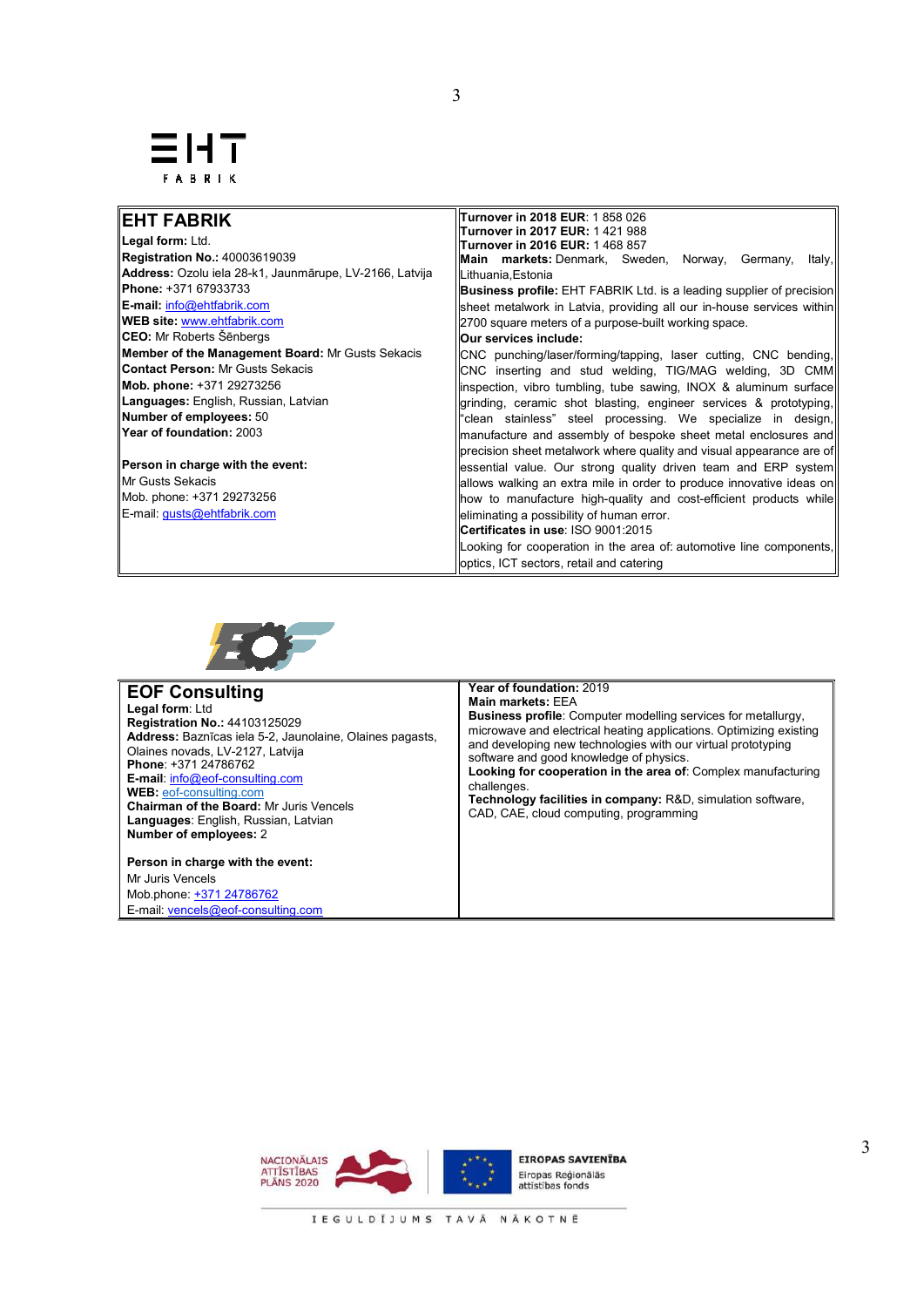## EHT FABRIK

**Legal form:** Ltd.
**Registration No.:** 40003619039
**Address:** Ozolu iela 28-k1, Jaunmārupe, LV-2166, Latvija
**Phone:** +371 67933733
**E-mail:** info@ehtfabrik.com
**WEB site:** www.ehtfabrik.com
**CEO:** Mr Roberts Šēnbergs
**Member of the Management Board:** Mr Gusts Sekacis
**Contact Person:** Mr Gusts Sekacis
**Mob. phone:** +371 29273256
**Languages:** English, Russian, Latvian
**Number of employees:** 50
**Year of foundation:** 2003

**Person in charge with the event:**
Mr Gusts Sekacis
Mob. phone: +371 29273256
E-mail: gusts@ehtfabrik.com

**Turnover in 2018 EUR:** 1 858 026
**Turnover in 2017 EUR:** 1 421 988
**Turnover in 2016 EUR:** 1 468 857
**Main markets:** Denmark, Sweden, Norway, Germany, Italy, Lithuania,Estonia
**Business profile:** EHT FABRIK Ltd. is a leading supplier of precision sheet metalwork in Latvia, providing all our in-house services within 2700 square meters of a purpose-built working space.
**Our services include:**
CNC punching/laser/forming/tapping, laser cutting, CNC bending, CNC inserting and stud welding, TIG/MAG welding, 3D CMM inspection, vibro tumbling, tube sawing, INOX & aluminum surface grinding, ceramic shot blasting, engineer services & prototyping, "clean stainless" steel processing. We specialize in design, manufacture and assembly of bespoke sheet metal enclosures and precision sheet metalwork where quality and visual appearance are of essential value. Our strong quality driven team and ERP system allows walking an extra mile in order to produce innovative ideas on how to manufacture high-quality and cost-efficient products while eliminating a possibility of human error.
**Certificates in use**: ISO 9001:2015
Looking for cooperation in the area of: automotive line components, optics, ICT sectors, retail and catering

## EOF Consulting

**Legal form**: Ltd
**Registration No.:** 44103125029
**Address:** Baznīcas iela 5-2, Jaunolaine, Olaines pagasts, Olaines novads, LV-2127, Latvija
**Phone**: +371 24786762
**E-mail**: info@eof-consulting.com
**WEB:** eof-consulting.com
**Chairman of the Board:** Mr Juris Vencels
**Languages**: English, Russian, Latvian
**Number of employees:** 2

**Person in charge with the event:**
Mr Juris Vencels
Mob.phone: +371 24786762
E-mail: vencels@eof-consulting.com

**Year of foundation:** 2019
**Main markets:** EEA
**Business profile**: Computer modelling services for metallurgy, microwave and electrical heating applications. Optimizing existing and developing new technologies with our virtual prototyping software and good knowledge of physics.
**Looking for cooperation in the area of**: Complex manufacturing challenges.
**Technology facilities in company:** R&D, simulation software, CAD, CAE, cloud computing, programming

NACIONĀLAIS ATTĪSTĪBAS PLĀNS 2020 | EIROPAS SAVIENĪBA Eiropas Reģionālās attīstības fonds

IEGULDĪJUMS TAVĀ NĀKOTNĒ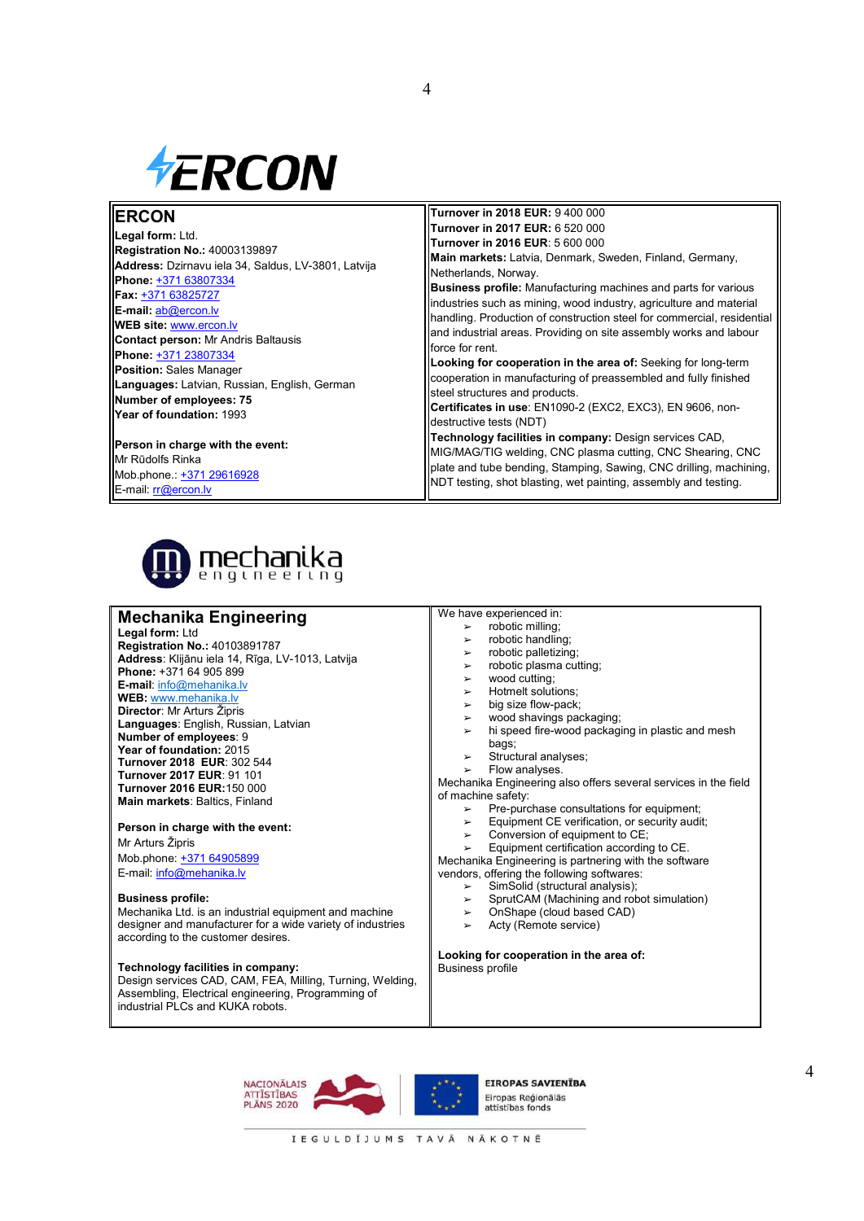ERCON

## ERCON

**Legal form:** Ltd.
**Registration No.:** 40003139897
**Address:** Dzirnavu iela 34, Saldus, LV-3801, Latvija
**Phone:** +371 63807334
**Fax:** +371 63825727
**E-mail:** ab@ercon.lv
**WEB site:** www.ercon.lv
**Contact person:** Mr Andris Baltausis
**Phone:** +371 23807334
**Position:** Sales Manager
**Languages:** Latvian, Russian, English, German
**Number of employees: 75**
**Year of foundation:** 1993

**Person in charge with the event:**
Mr Rūdolfs Rinka
Mob.phone.: +371 29616928
E-mail: rr@ercon.lv

**Turnover in 2018 EUR:** 9 400 000
**Turnover in 2017 EUR:** 6 520 000
**Turnover in 2016 EUR:** 5 600 000
**Main markets:** Latvia, Denmark, Sweden, Finland, Germany, Netherlands, Norway.
**Business profile:** Manufacturing machines and parts for various industries such as mining, wood industry, agriculture and material handling. Production of construction steel for commercial, residential and industrial areas. Providing on site assembly works and labour force for rent.
**Looking for cooperation in the area of:** Seeking for long-term cooperation in manufacturing of preassembled and fully finished steel structures and products.
**Certificates in use**: EN1090-2 (EXC2, EXC3), EN 9606, non-destructive tests (NDT)
**Technology facilities in company:** Design services CAD, MIG/MAG/TIG welding, CNC plasma cutting, CNC Shearing, CNC plate and tube bending, Stamping, Sawing, CNC drilling, machining, NDT testing, shot blasting, wet painting, assembly and testing.

mechanika engineering

## Mechanika Engineering

**Legal form:** Ltd
**Registration No.:** 40103891787
**Address**: Klijānu iela 14, Rīga, LV-1013, Latvija
**Phone:** +371 64 905 899
**E-mail**: info@mehanika.lv
**WEB:** www.mehanika.lv
**Director**: Mr Arturs Žipris
**Languages**: English, Russian, Latvian
**Number of employees**: 9
**Year of foundation:** 2015
**Turnover 2018 EUR**: 302 544
**Turnover 2017 EUR**: 91 101
**Turnover 2016 EUR:**150 000
**Main markets**: Baltics, Finland

**Person in charge with the event:**
Mr Arturs Žipris
Mob.phone: +371 64905899
E-mail: info@mehanika.lv

**Business profile:**
Mechanika Ltd. is an industrial equipment and machine designer and manufacturer for a wide variety of industries according to the customer desires.

**Technology facilities in company:**
Design services CAD, CAM, FEA, Milling, Turning, Welding, Assembling, Electrical engineering, Programming of industrial PLCs and KUKA robots.

We have experienced in:

- robotic milling;
- robotic handling;
- robotic palletizing;
- robotic plasma cutting;
- wood cutting;
- Hotmelt solutions;
- big size flow-pack;
- wood shavings packaging;
- hi speed fire-wood packaging in plastic and mesh bags;
- Structural analyses;
- Flow analyses.

Mechanika Engineering also offers several services in the field of machine safety:

- Pre-purchase consultations for equipment;
- Equipment CE verification, or security audit;
- Conversion of equipment to CE;
- Equipment certification according to CE.

Mechanika Engineering is partnering with the software vendors, offering the following softwares:

- SimSolid (structural analysis);
- SprutCAM (Machining and robot simulation)
- OnShape (cloud based CAD)
- Acty (Remote service)

**Looking for cooperation in the area of:**
Business profile

NACIONĀLAIS ATTĪSTĪBAS PLĀNS 2020 EIROPAS SAVIENĪBA Eiropas Reģionālās attīstības fonds

IEGULDĪJUMS TAVĀ NĀKOTNĒ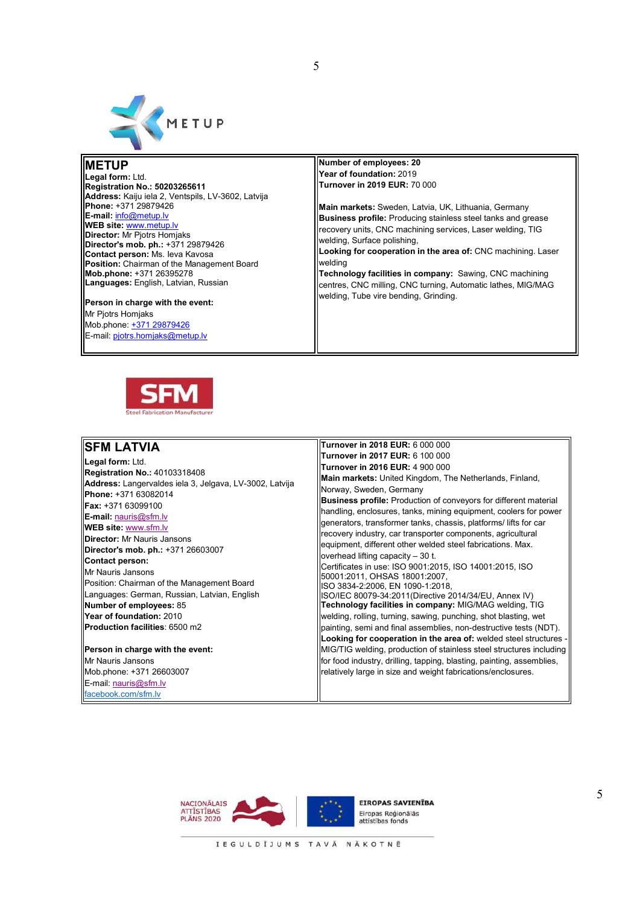METUP

| **METUP**<br>**Legal form:** Ltd.<br>**Registration No.: 50203265611**<br>**Address:** Kaiju iela 2, Ventspils, LV-3602, Latvija<br>**Phone:** +371 29879426<br>**E-mail:** info@metup.lv<br>**WEB site:** www.metup.lv<br>**Director:** Mr Pjotrs Homjaks<br>**Director's mob. ph.:** +371 29879426<br>**Contact person:** Ms. Ieva Kavosa<br>**Position:** Chairman of the Management Board<br>**Mob.phone:** +371 26395278<br>**Languages:** English, Latvian, Russian<br><br>**Person in charge with the event:**<br>Mr Pjotrs Homjaks<br>Mob.phone: +371 29879426<br>E-mail: pjotrs.homjaks@metup.lv | **Number of employees: 20**<br>**Year of foundation:** 2019<br>**Turnover in 2019 EUR:** 70 000<br><br>**Main markets:** Sweden, Latvia, UK, Lithuania, Germany<br>**Business profile:** Producing stainless steel tanks and grease recovery units, CNC machining services, Laser welding, TIG welding, Surface polishing,<br>**Looking for cooperation in the area of:** CNC machining. Laser welding<br>**Technology facilities in company:** Sawing, CNC machining centres, CNC milling, CNC turning, Automatic lathes, MIG/MAG welding, Tube vire bending, Grinding. |
|---|---|

SFM Steel Fabrication Manufacturer

| **SFM LATVIA**<br>**Legal form:** Ltd.<br>**Registration No.:** 40103318408<br>**Address:** Langervaldes iela 3, Jelgava, LV-3002, Latvija<br>**Phone:** +371 63082014<br>**Fax:** +371 63099100<br>**E-mail:** nauris@sfm.lv<br>**WEB site:** www.sfm.lv<br>**Director:** Mr Nauris Jansons<br>**Director's mob. ph.:** +371 26603007<br>**Contact person:**<br>Mr Nauris Jansons<br>Position: Chairman of the Management Board<br>Languages: German, Russian, Latvian, English<br>**Number of employees:** 85<br>**Year of foundation:** 2010<br>**Production facilities**: 6500 m2<br><br>**Person in charge with the event:**<br>Mr Nauris Jansons<br>Mob.phone: +371 26603007<br>E-mail: nauris@sfm.lv<br>facebook.com/sfm.lv | **Turnover in 2018 EUR:** 6 000 000<br>**Turnover in 2017 EUR:** 6 100 000<br>**Turnover in 2016 EUR:** 4 900 000<br>**Main markets:** United Kingdom, The Netherlands, Finland, Norway, Sweden, Germany<br>**Business profile:** Production of conveyors for different material handling, enclosures, tanks, mining equipment, coolers for power generators, transformer tanks, chassis, platforms/ lifts for car recovery industry, car transporter components, agricultural equipment, different other welded steel fabrications. Max. overhead lifting capacity – 30 t.<br>Certificates in use: ISO 9001:2015, ISO 14001:2015, ISO 50001:2011, OHSAS 18001:2007,<br>ISO 3834-2:2006, EN 1090-1:2018,<br>ISO/IEC 80079-34:2011(Directive 2014/34/EU, Annex IV)<br>**Technology facilities in company:** MIG/MAG welding, TIG welding, rolling, turning, sawing, punching, shot blasting, wet painting, semi and final assemblies, non-destructive tests (NDT).<br>**Looking for cooperation in the area of:** welded steel structures - MIG/TIG welding, production of stainless steel structures including for food industry, drilling, tapping, blasting, painting, assemblies, relatively large in size and weight fabrications/enclosures. |
|---|---|

NACIONĀLAIS ATTĪSTĪBAS PLĀNS 2020

EIROPAS SAVIENĪBA
Eiropas Reģionālās attīstības fonds

IEGULDĪJUMS TAVĀ NĀKOTNĒ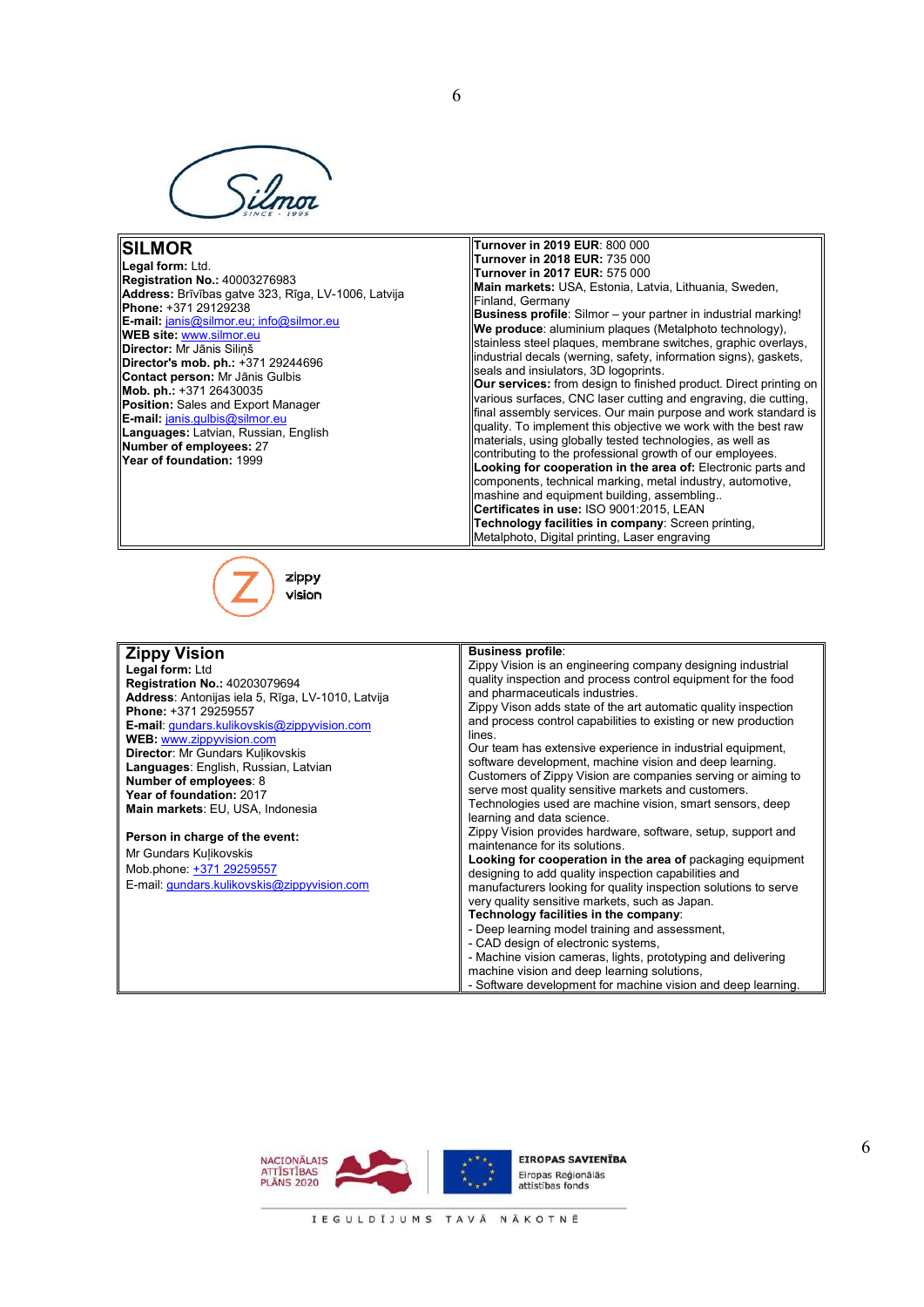| | |
|---|---|
| **SILMOR**<br>**Legal form:** Ltd.<br>**Registration No.:** 40003276983<br>**Address:** Brīvības gatve 323, Rīga, LV-1006, Latvija<br>**Phone:** +371 29129238<br>**E-mail:** janis@silmor.eu; info@silmor.eu<br>**WEB site:** www.silmor.eu<br>**Director:** Mr Jānis Siliņš<br>**Director's mob. ph.:** +371 29244696<br>**Contact person:** Mr Jānis Gulbis<br>**Mob. ph.:** +371 26430035<br>**Position:** Sales and Export Manager<br>**E-mail:** janis.gulbis@silmor.eu<br>**Languages:** Latvian, Russian, English<br>**Number of employees:** 27<br>**Year of foundation:** 1999 | **Turnover in 2019 EUR**: 800 000<br>**Turnover in 2018 EUR:** 735 000<br>**Turnover in 2017 EUR:** 575 000<br>**Main markets:** USA, Estonia, Latvia, Lithuania, Sweden, Finland, Germany<br>**Business profile**: Silmor – your partner in industrial marking!<br>**We produce**: aluminium plaques (Metalphoto technology), stainless steel plaques, membrane switches, graphic overlays, industrial decals (werning, safety, information signs), gaskets, seals and insiluators, 3D logoprints.<br>**Our services:** from design to finished product. Direct printing on various surfaces, CNC laser cutting and engraving, die cutting, final assembly services. Our main purpose and work standard is quality. To implement this objective we work with the best raw materials, using globally tested technologies, as well as contributing to the professional growth of our employees.<br>**Looking for cooperation in the area of:** Electronic parts and components, technical marking, metal industry, automotive, machine and equipment building, assembling..<br>**Certificates in use:** ISO 9001:2015, LEAN<br>**Technology facilities in company**: Screen printing, Metalphoto, Digital printing, Laser engraving |

| | |
|---|---|
| **Zippy Vision**<br>**Legal form:** Ltd<br>**Registration No.:** 40203079694<br>**Address**: Antonijas iela 5, Rīga, LV-1010, Latvija<br>**Phone:** +371 29259557<br>**E-mail**: gundars.kulikovskis@zippyvision.com<br>**WEB:** www.zippyvision.com<br>**Director**: Mr Gundars Kuļikovskis<br>**Languages**: English, Russian, Latvian<br>**Number of employees**: 8<br>**Year of foundation:** 2017<br>**Main markets**: EU, USA, Indonesia<br><br>**Person in charge of the event:**<br>Mr Gundars Kuļikovskis<br>Mob.phone: +371 29259557<br>E-mail: gundars.kulikovskis@zippyvision.com | **Business profile**:<br>Zippy Vision is an engineering company designing industrial quality inspection and process control equipment for the food and pharmaceuticals industries.<br>Zippy Vison adds state of the art automatic quality inspection and process control capabilities to existing or new production lines.<br>Our team has extensive experience in industrial equipment, software development, machine vision and deep learning.<br>Customers of Zippy Vision are companies serving or aiming to serve most quality sensitive markets and customers.<br>Technologies used are machine vision, smart sensors, deep learning and data science.<br>Zippy Vision provides hardware, software, setup, support and maintenance for its solutions.<br>**Looking for cooperation in the area of** packaging equipment designing to add quality inspection capabilities and manufacturers looking for quality inspection solutions to serve very quality sensitive markets, such as Japan.<br>**Technology facilities in the company**:<br>- Deep learning model training and assessment,<br>- CAD design of electronic systems,<br>- Machine vision cameras, lights, prototyping and delivering machine vision and deep learning solutions,<br>- Software development for machine vision and deep learning. |

NACIONĀLAIS ATTĪSTĪBAS PLĀNS 2020

EIROPAS SAVIENĪBA
Eiropas Reģionālās attīstības fonds

IEGULDĪJUMS TAVĀ NĀKOTNĒ